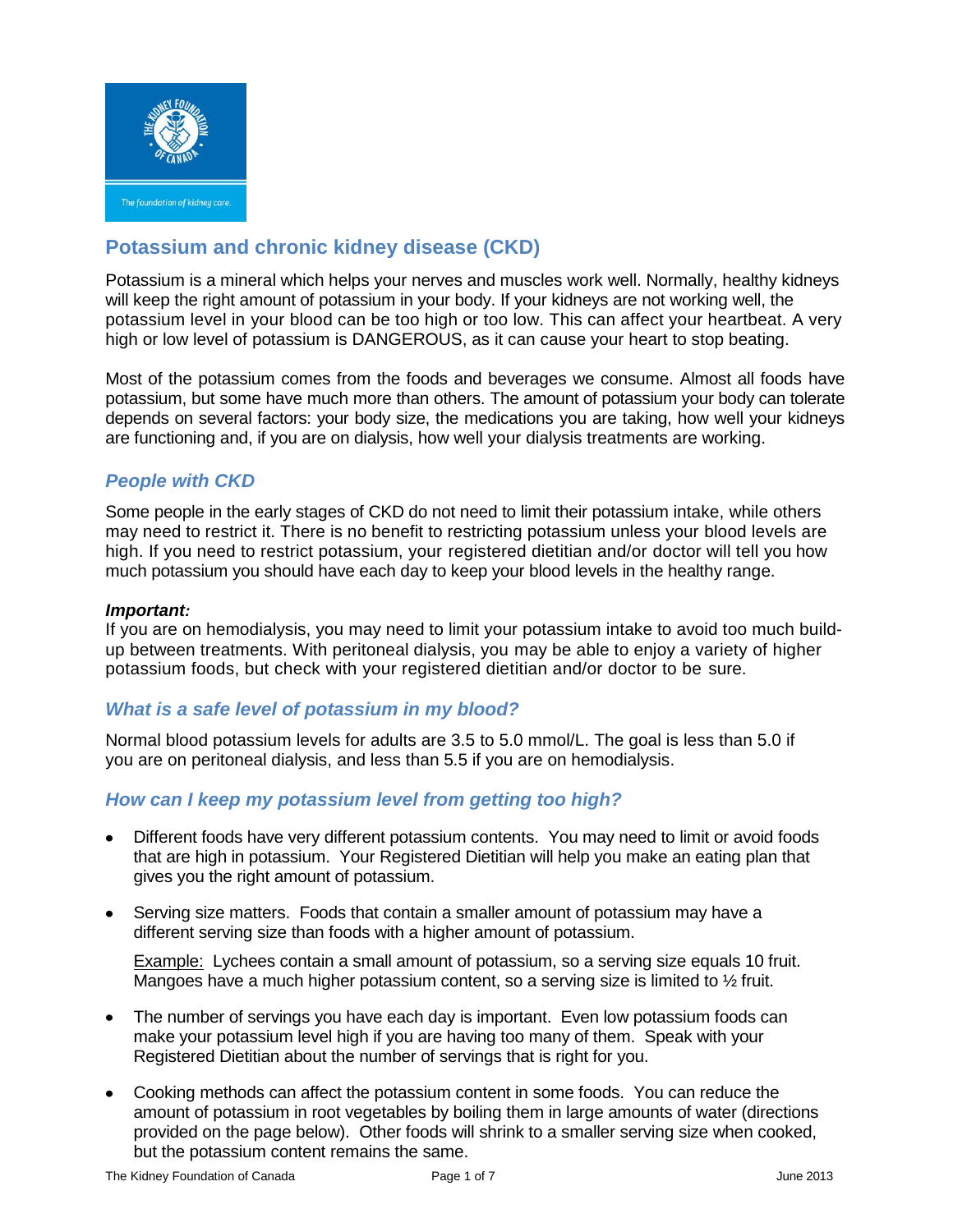# Potassium and chronic kidney disease (CKD)

Potassium is a mineral which helps your nerves and muscles work well. Normally, healthy kidneys will keep the right amount of potassium in your body. If your kidneys are not working well, the potassium level in your blood can be too high or too low. This can affect your heartbeat. A very high or low level of potassium is DANGEROUS, as it can cause your heart to stop beating.

Most of the potassium comes from the foods and beverages we consume. Almost all foods have potassium, but some have much more than others. The amount of potassium your body can tolerate depends on several factors: your body size, the medications you are taking, how well your kidneys are functioning and, if you are on dialysis, how well your dialysis treatments are working.

## *People with CKD*

Some people in the early stages of CKD do not need to limit their potassium intake, while others may need to restrict it. There is no benefit to restricting potassium unless your blood levels are high. If you need to restrict potassium, your registered dietitian and/or doctor will tell you how much potassium you should have each day to keep your blood levels in the healthy range.

***Important:***
If you are on hemodialysis, you may need to limit your potassium intake to avoid too much build-up between treatments. With peritoneal dialysis, you may be able to enjoy a variety of higher potassium foods, but check with your registered dietitian and/or doctor to be sure.

## *What is a safe level of potassium in my blood?*

Normal blood potassium levels for adults are 3.5 to 5.0 mmol/L. The goal is less than 5.0 if you are on peritoneal dialysis, and less than 5.5 if you are on hemodialysis.

## *How can I keep my potassium level from getting too high?*

- Different foods have very different potassium contents. You may need to limit or avoid foods that are high in potassium. Your Registered Dietitian will help you make an eating plan that gives you the right amount of potassium.
- Serving size matters. Foods that contain a smaller amount of potassium may have a different serving size than foods with a higher amount of potassium.

  Example: Lychees contain a small amount of potassium, so a serving size equals 10 fruit. Mangoes have a much higher potassium content, so a serving size is limited to ½ fruit.
- The number of servings you have each day is important. Even low potassium foods can make your potassium level high if you are having too many of them. Speak with your Registered Dietitian about the number of servings that is right for you.
- Cooking methods can affect the potassium content in some foods. You can reduce the amount of potassium in root vegetables by boiling them in large amounts of water (directions provided on the page below). Other foods will shrink to a smaller serving size when cooked, but the potassium content remains the same.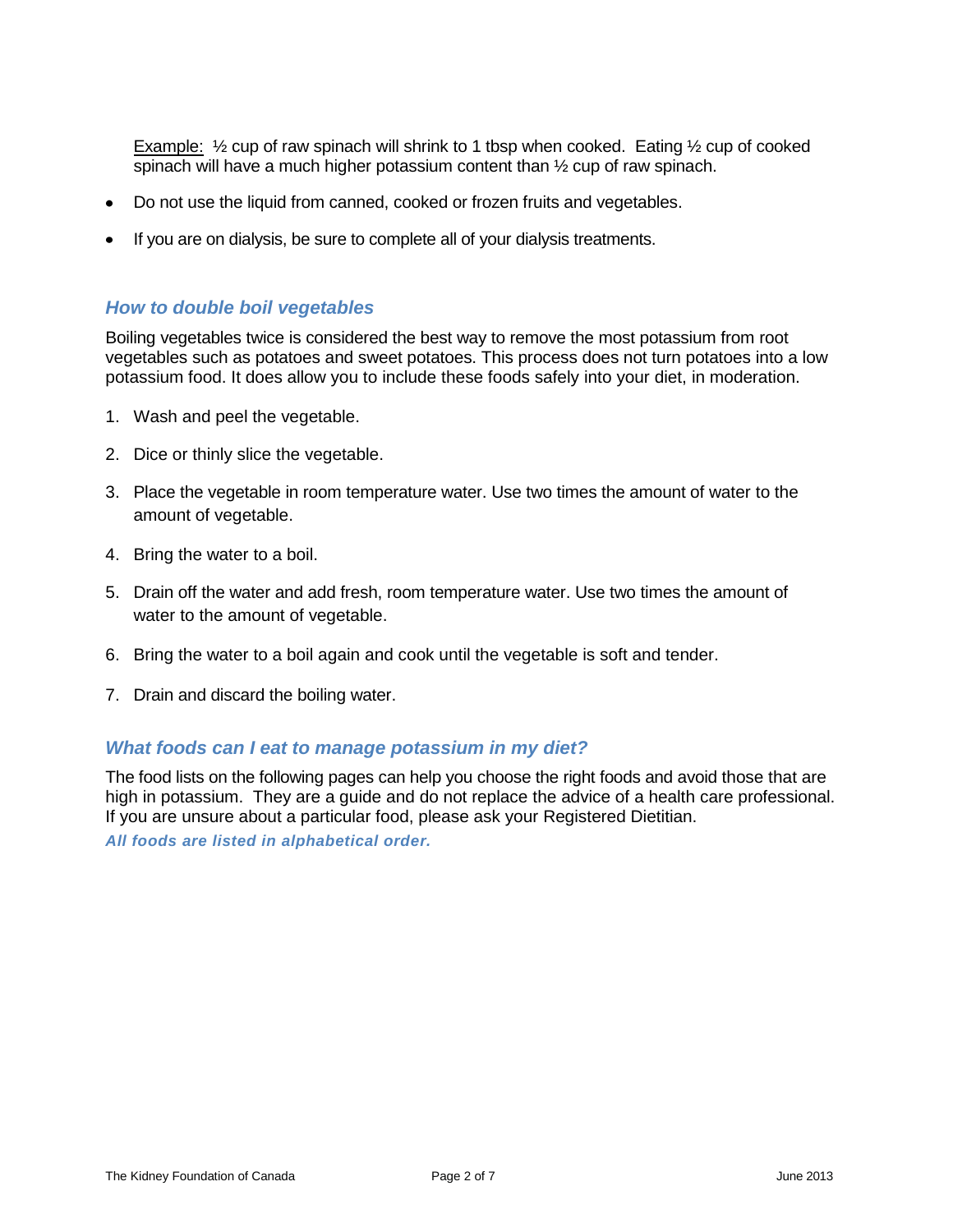<u>Example:</u> ½ cup of raw spinach will shrink to 1 tbsp when cooked. Eating ½ cup of cooked spinach will have a much higher potassium content than ½ cup of raw spinach.

- Do not use the liquid from canned, cooked or frozen fruits and vegetables.
- If you are on dialysis, be sure to complete all of your dialysis treatments.

### *How to double boil vegetables*

Boiling vegetables twice is considered the best way to remove the most potassium from root vegetables such as potatoes and sweet potatoes. This process does not turn potatoes into a low potassium food. It does allow you to include these foods safely into your diet, in moderation.

1. Wash and peel the vegetable.
2. Dice or thinly slice the vegetable.
3. Place the vegetable in room temperature water. Use two times the amount of water to the amount of vegetable.
4. Bring the water to a boil.
5. Drain off the water and add fresh, room temperature water. Use two times the amount of water to the amount of vegetable.
6. Bring the water to a boil again and cook until the vegetable is soft and tender.
7. Drain and discard the boiling water.

### *What foods can I eat to manage potassium in my diet?*

The food lists on the following pages can help you choose the right foods and avoid those that are high in potassium. They are a guide and do not replace the advice of a health care professional. If you are unsure about a particular food, please ask your Registered Dietitian.

***All foods are listed in alphabetical order.***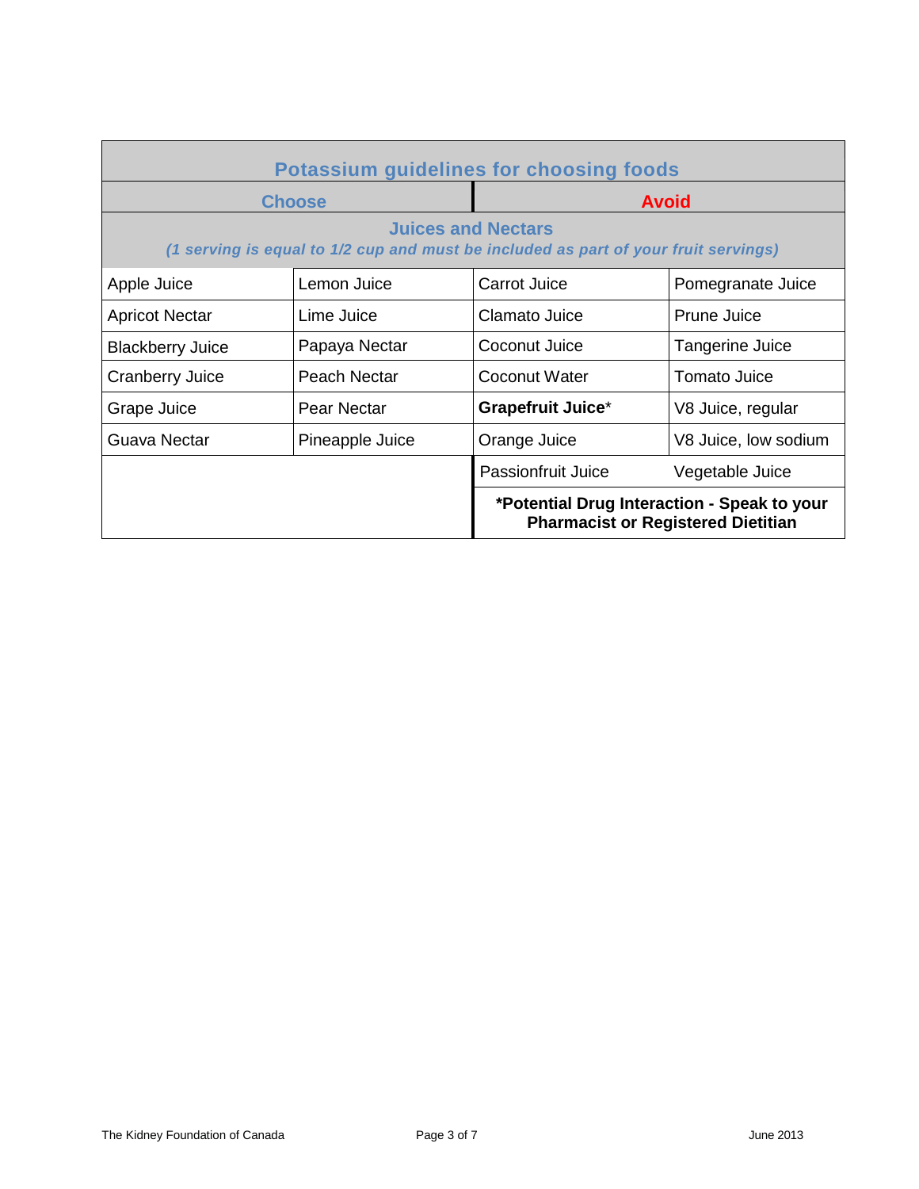| Potassium guidelines for choosing foods | | | |
|---|---|---|---|
| **Choose** | | **Avoid** | |
| **Juices and Nectars** *(1 serving is equal to 1/2 cup and must be included as part of your fruit servings)* | | | |
| Apple Juice | Lemon Juice | Carrot Juice | Pomegranate Juice |
| Apricot Nectar | Lime Juice | Clamato Juice | Prune Juice |
| Blackberry Juice | Papaya Nectar | Coconut Juice | Tangerine Juice |
| Cranberry Juice | Peach Nectar | Coconut Water | Tomato Juice |
| Grape Juice | Pear Nectar | **Grapefruit Juice*** | V8 Juice, regular |
| Guava Nectar | Pineapple Juice | Orange Juice | V8 Juice, low sodium |
| | | Passionfruit Juice | Vegetable Juice |
| | | **\*Potential Drug Interaction - Speak to your Pharmacist or Registered Dietitian** | |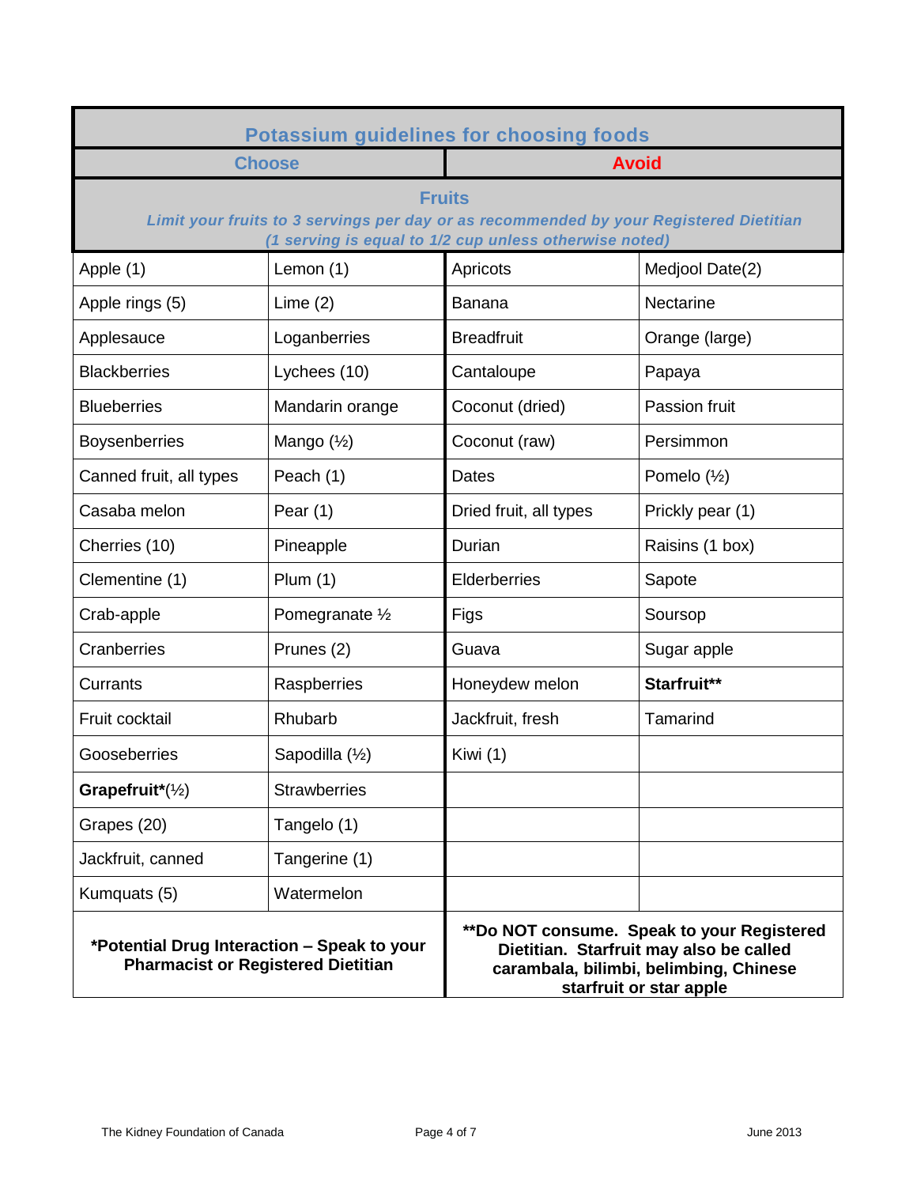| Potassium guidelines for choosing foods | | | |
|---|---|---|---|
| **Choose** | | **Avoid** | |
| **Fruits** *Limit your fruits to 3 servings per day or as recommended by your Registered Dietitian (1 serving is equal to 1/2 cup unless otherwise noted)* | | | |
| Apple (1) | Lemon (1) | Apricots | Medjool Date(2) |
| Apple rings (5) | Lime (2) | Banana | Nectarine |
| Applesauce | Loganberries | Breadfruit | Orange (large) |
| Blackberries | Lychees (10) | Cantaloupe | Papaya |
| Blueberries | Mandarin orange | Coconut (dried) | Passion fruit |
| Boysenberries | Mango (½) | Coconut (raw) | Persimmon |
| Canned fruit, all types | Peach (1) | Dates | Pomelo (½) |
| Casaba melon | Pear (1) | Dried fruit, all types | Prickly pear (1) |
| Cherries (10) | Pineapple | Durian | Raisins (1 box) |
| Clementine (1) | Plum (1) | Elderberries | Sapote |
| Crab-apple | Pomegranate ½ | Figs | Soursop |
| Cranberries | Prunes (2) | Guava | Sugar apple |
| Currants | Raspberries | Honeydew melon | **Starfruit**** |
| Fruit cocktail | Rhubarb | Jackfruit, fresh | Tamarind |
| Gooseberries | Sapodilla (½) | Kiwi (1) | |
| **Grapefruit***(½) | Strawberries | | |
| Grapes (20) | Tangelo (1) | | |
| Jackfruit, canned | Tangerine (1) | | |
| Kumquats (5) | Watermelon | | |
| ***Potential Drug Interaction – Speak to your Pharmacist or Registered Dietitian** | | ****Do NOT consume. Speak to your Registered Dietitian. Starfruit may also be called carambala, bilimbi, belimbing, Chinese starfruit or star apple** | |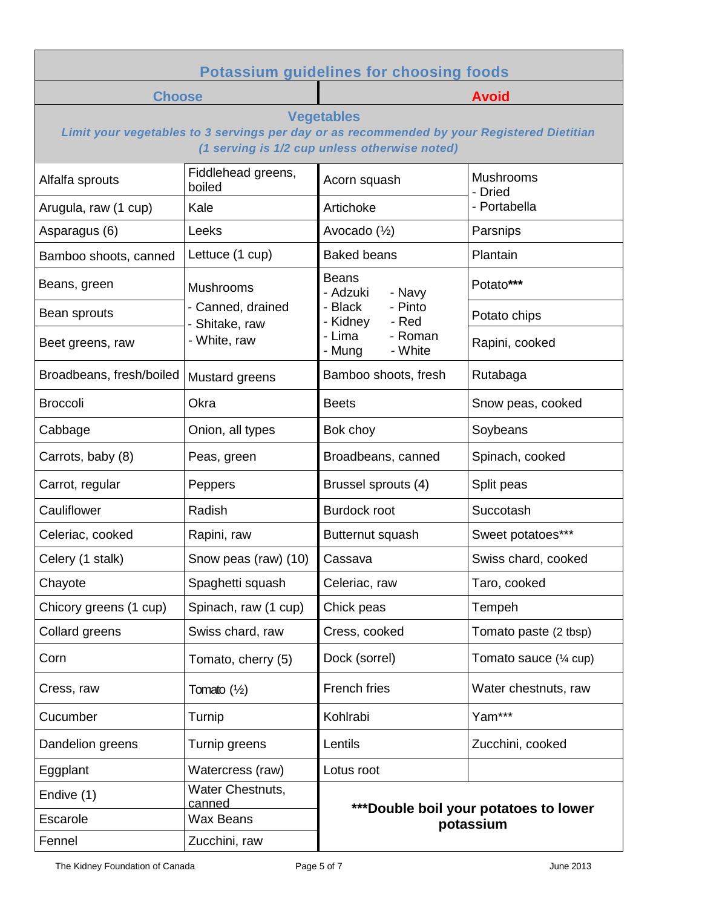## Potassium guidelines for choosing foods

| Choose | | Avoid | |
|---|---|---|---|
| **Vegetables** *Limit your vegetables to 3 servings per day or as recommended by your Registered Dietitian (1 serving is 1/2 cup unless otherwise noted)* | | | |
| Alfalfa sprouts | Fiddlehead greens, boiled | Acorn squash | Mushrooms - Dried - Portabella |
| Arugula, raw (1 cup) | Kale | Artichoke | |
| Asparagus (6) | Leeks | Avocado (½) | Parsnips |
| Bamboo shoots, canned | Lettuce (1 cup) | Baked beans | Plantain |
| Beans, green | Mushrooms - Canned, drained - Shitake, raw - White, raw | Beans - Adzuki - Navy - Black - Pinto - Kidney - Red - Lima - Roman - Mung - White | Potato*** |
| Bean sprouts | | | Potato chips |
| Beet greens, raw | | | Rapini, cooked |
| Broadbeans, fresh/boiled | Mustard greens | Bamboo shoots, fresh | Rutabaga |
| Broccoli | Okra | Beets | Snow peas, cooked |
| Cabbage | Onion, all types | Bok choy | Soybeans |
| Carrots, baby (8) | Peas, green | Broadbeans, canned | Spinach, cooked |
| Carrot, regular | Peppers | Brussel sprouts (4) | Split peas |
| Cauliflower | Radish | Burdock root | Succotash |
| Celeriac, cooked | Rapini, raw | Butternut squash | Sweet potatoes*** |
| Celery (1 stalk) | Snow peas (raw) (10) | Cassava | Swiss chard, cooked |
| Chayote | Spaghetti squash | Celeriac, raw | Taro, cooked |
| Chicory greens (1 cup) | Spinach, raw (1 cup) | Chick peas | Tempeh |
| Collard greens | Swiss chard, raw | Cress, cooked | Tomato paste (2 tbsp) |
| Corn | Tomato, cherry (5) | Dock (sorrel) | Tomato sauce (¼ cup) |
| Cress, raw | Tomato (½) | French fries | Water chestnuts, raw |
| Cucumber | Turnip | Kohlrabi | Yam*** |
| Dandelion greens | Turnip greens | Lentils | Zucchini, cooked |
| Eggplant | Watercress (raw) | Lotus root | |
| Endive (1) | Water Chestnuts, canned | **\*\*\*Double boil your potatoes to lower potassium** | |
| Escarole | Wax Beans | | |
| Fennel | Zucchini, raw | | |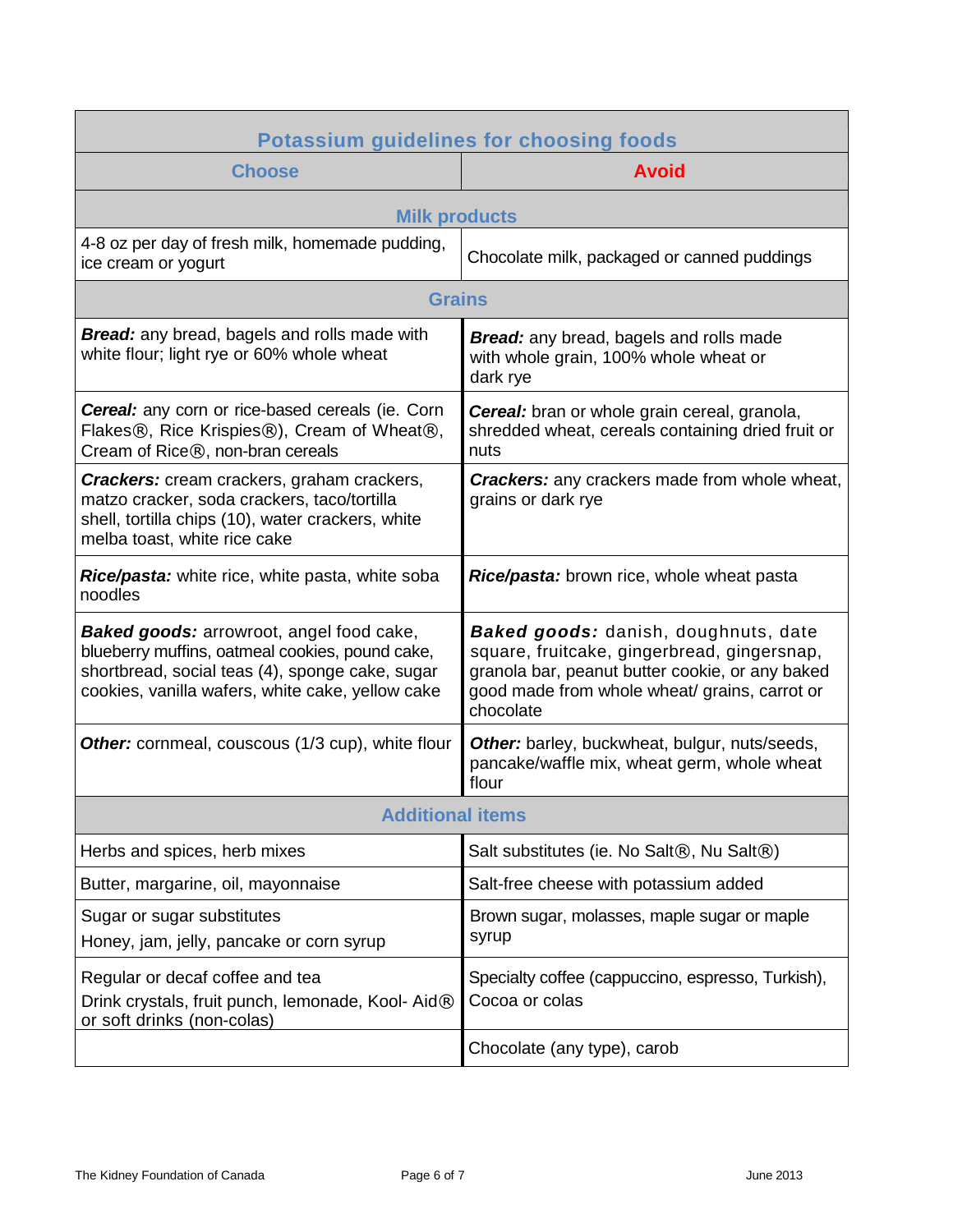| Potassium guidelines for choosing foods | |
|---|---|
| **Choose** | **Avoid** |
| **Milk products** | |
| 4-8 oz per day of fresh milk, homemade pudding, ice cream or yogurt | Chocolate milk, packaged or canned puddings |
| **Grains** | |
| ***Bread:*** any bread, bagels and rolls made with white flour; light rye or 60% whole wheat | ***Bread:*** any bread, bagels and rolls made with whole grain, 100% whole wheat or dark rye |
| ***Cereal:*** any corn or rice-based cereals (ie. Corn Flakes®, Rice Krispies®), Cream of Wheat®, Cream of Rice®, non-bran cereals | ***Cereal:*** bran or whole grain cereal, granola, shredded wheat, cereals containing dried fruit or nuts |
| ***Crackers:*** cream crackers, graham crackers, matzo cracker, soda crackers, taco/tortilla shell, tortilla chips (10), water crackers, white melba toast, white rice cake | ***Crackers:*** any crackers made from whole wheat, grains or dark rye |
| ***Rice/pasta:*** white rice, white pasta, white soba noodles | ***Rice/pasta:*** brown rice, whole wheat pasta |
| ***Baked goods:*** arrowroot, angel food cake, blueberry muffins, oatmeal cookies, pound cake, shortbread, social teas (4), sponge cake, sugar cookies, vanilla wafers, white cake, yellow cake | ***Baked goods:*** danish, doughnuts, date square, fruitcake, gingerbread, gingersnap, granola bar, peanut butter cookie, or any baked good made from whole wheat/ grains, carrot or chocolate |
| ***Other:*** cornmeal, couscous (1/3 cup), white flour | ***Other:*** barley, buckwheat, bulgur, nuts/seeds, pancake/waffle mix, wheat germ, whole wheat flour |
| **Additional items** | |
| Herbs and spices, herb mixes | Salt substitutes (ie. No Salt®, Nu Salt®) |
| Butter, margarine, oil, mayonnaise | Salt-free cheese with potassium added |
| Sugar or sugar substitutes<br>Honey, jam, jelly, pancake or corn syrup | Brown sugar, molasses, maple sugar or maple syrup |
| Regular or decaf coffee and tea<br>Drink crystals, fruit punch, lemonade, Kool- Aid® or soft drinks (non-colas) | Specialty coffee (cappuccino, espresso, Turkish), Cocoa or colas |
| | Chocolate (any type), carob |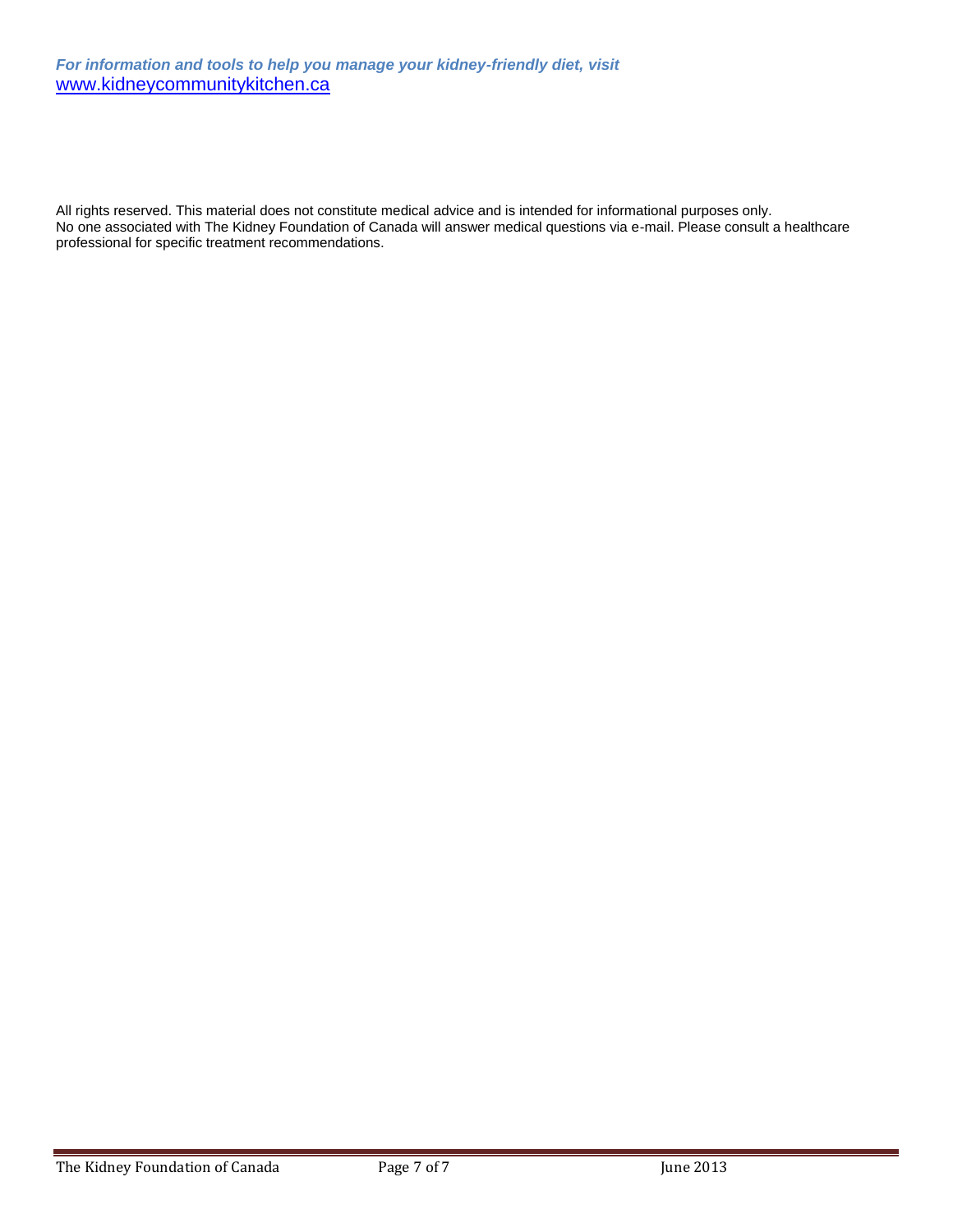***For information and tools to help you manage your kidney-friendly diet, visit*** [www.kidneycommunitykitchen.ca](http://www.kidneycommunitykitchen.ca)

All rights reserved. This material does not constitute medical advice and is intended for informational purposes only. No one associated with The Kidney Foundation of Canada will answer medical questions via e-mail. Please consult a healthcare professional for specific treatment recommendations.